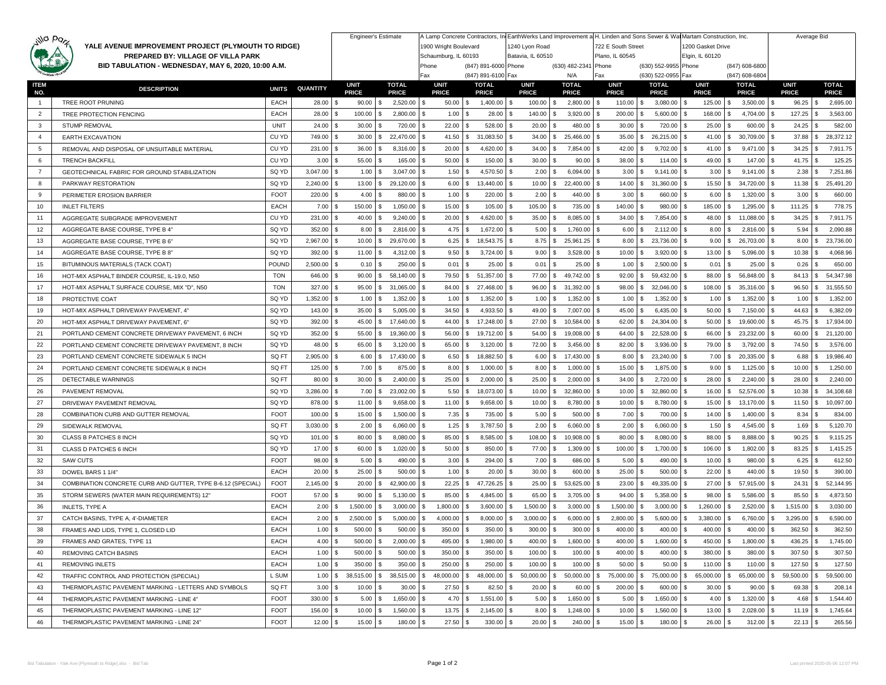# YALE AVENUE IMPROVEMENT PROJECT (PLYMOUTH TO RIDGE)

## PREPARED BY: VILLAGE OF VILLA PARK

## BID TABULATION - WEDNESDAY, MAY 6, 2020, 10:00 A.M.

| | | | | Engineer's Estimate | | A Lamp Concrete Contractors, Inc. | | EarthWerks Land Improvement a... | | H. Linden and Sons Sewer & Water | | Martam Construction, Inc. | | Average Bid | |
|---|---|---|---|---|---|---|---|---|---|---|---|---|---|---|---|
| | | | | | | 1900 Wright Boulevard | | 1240 Lyon Road | | 722 E South Street | | 1200 Gasket Drive | | | |
| | | | | | | Schaumburg, IL 60193 | | Batavia, IL 60510 | | Plano, IL 60545 | | Elgin, IL 60120 | | | |
| | | | | | | Phone | (847) 891-6000 | Phone | (630) 482-2341 | Phone | (630) 552-9955 | Phone | (847) 608-6800 | | |
| | | | | | | Fax | (847) 891-6100 | Fax | N/A | Fax | (630) 522-0955 | Fax | (847) 608-6804 | | |
| ITEM NO. | DESCRIPTION | UNITS | QUANTITY | UNIT PRICE | TOTAL PRICE | UNIT PRICE | TOTAL PRICE | UNIT PRICE | TOTAL PRICE | UNIT PRICE | TOTAL PRICE | UNIT PRICE | TOTAL PRICE | UNIT PRICE | TOTAL PRICE |
| 1 | TREE ROOT PRUNING | EACH | 28.00 | $ 90.00 | $ 2,520.00 | $ 50.00 | $ 1,400.00 | $ 100.00 | $ 2,800.00 | $ 110.00 | $ 3,080.00 | $ 125.00 | $ 3,500.00 | $ 96.25 | $ 2,695.00 |
| 2 | TREE PROTECTION FENCING | EACH | 28.00 | $ 100.00 | $ 2,800.00 | $ 1.00 | $ 28.00 | $ 140.00 | $ 3,920.00 | $ 200.00 | $ 5,600.00 | $ 168.00 | $ 4,704.00 | $ 127.25 | $ 3,563.00 |
| 3 | STUMP REMOVAL | UNIT | 24.00 | $ 30.00 | $ 720.00 | $ 22.00 | $ 528.00 | $ 20.00 | $ 480.00 | $ 30.00 | $ 720.00 | $ 25.00 | $ 600.00 | $ 24.25 | $ 582.00 |
| 4 | EARTH EXCAVATION | CU YD | 749.00 | $ 30.00 | $ 22,470.00 | $ 41.50 | $ 31,083.50 | $ 34.00 | $ 25,466.00 | $ 35.00 | $ 26,215.00 | $ 41.00 | $ 30,709.00 | $ 37.88 | $ 28,372.12 |
| 5 | REMOVAL AND DISPOSAL OF UNSUITABLE MATERIAL | CU YD | 231.00 | $ 36.00 | $ 8,316.00 | $ 20.00 | $ 4,620.00 | $ 34.00 | $ 7,854.00 | $ 42.00 | $ 9,702.00 | $ 41.00 | $ 9,471.00 | $ 34.25 | $ 7,911.75 |
| 6 | TRENCH BACKFILL | CU YD | 3.00 | $ 55.00 | $ 165.00 | $ 50.00 | $ 150.00 | $ 30.00 | $ 90.00 | $ 38.00 | $ 114.00 | $ 49.00 | $ 147.00 | $ 41.75 | $ 125.25 |
| 7 | GEOTECHNICAL FABRIC FOR GROUND STABILIZATION | SQ YD | 3,047.00 | $ 1.00 | $ 3,047.00 | $ 1.50 | $ 4,570.50 | $ 2.00 | $ 6,094.00 | $ 3.00 | $ 9,141.00 | $ 3.00 | $ 9,141.00 | $ 2.38 | $ 7,251.86 |
| 8 | PARKWAY RESTORATION | SQ YD | 2,240.00 | $ 13.00 | $ 29,120.00 | $ 6.00 | $ 13,440.00 | $ 10.00 | $ 22,400.00 | $ 14.00 | $ 31,360.00 | $ 15.50 | $ 34,720.00 | $ 11.38 | $ 25,491.20 |
| 9 | PERIMETER EROSION BARRIER | FOOT | 220.00 | $ 4.00 | $ 880.00 | $ 1.00 | $ 220.00 | $ 2.00 | $ 440.00 | $ 3.00 | $ 660.00 | $ 6.00 | $ 1,320.00 | $ 3.00 | $ 660.00 |
| 10 | INLET FILTERS | EACH | 7.00 | $ 150.00 | $ 1,050.00 | $ 15.00 | $ 105.00 | $ 105.00 | $ 735.00 | $ 140.00 | $ 980.00 | $ 185.00 | $ 1,295.00 | $ 111.25 | $ 778.75 |
| 11 | AGGREGATE SUBGRADE IMPROVEMENT | CU YD | 231.00 | $ 40.00 | $ 9,240.00 | $ 20.00 | $ 4,620.00 | $ 35.00 | $ 8,085.00 | $ 34.00 | $ 7,854.00 | $ 48.00 | $ 11,088.00 | $ 34.25 | $ 7,911.75 |
| 12 | AGGREGATE BASE COURSE, TYPE B 4" | SQ YD | 352.00 | $ 8.00 | $ 2,816.00 | $ 4.75 | $ 1,672.00 | $ 5.00 | $ 1,760.00 | $ 6.00 | $ 2,112.00 | $ 8.00 | $ 2,816.00 | $ 5.94 | $ 2,090.88 |
| 13 | AGGREGATE BASE COURSE, TYPE B 6" | SQ YD | 2,967.00 | $ 10.00 | $ 29,670.00 | $ 6.25 | $ 18,543.75 | $ 8.75 | $ 25,961.25 | $ 8.00 | $ 23,736.00 | $ 9.00 | $ 26,703.00 | $ 8.00 | $ 23,736.00 |
| 14 | AGGREGATE BASE COURSE, TYPE B 8" | SQ YD | 392.00 | $ 11.00 | $ 4,312.00 | $ 9.50 | $ 3,724.00 | $ 9.00 | $ 3,528.00 | $ 10.00 | $ 3,920.00 | $ 13.00 | $ 5,096.00 | $ 10.38 | $ 4,068.96 |
| 15 | BITUMINOUS MATERIALS (TACK COAT) | POUND | 2,500.00 | $ 0.10 | $ 250.00 | $ 0.01 | $ 25.00 | $ 0.01 | $ 25.00 | $ 1.00 | $ 2,500.00 | $ 0.01 | $ 25.00 | $ 0.26 | $ 650.00 |
| 16 | HOT-MIX ASPHALT BINDER COURSE, IL-19.0, N50 | TON | 646.00 | $ 90.00 | $ 58,140.00 | $ 79.50 | $ 51,357.00 | $ 77.00 | $ 49,742.00 | $ 92.00 | $ 59,432.00 | $ 88.00 | $ 56,848.00 | $ 84.13 | $ 54,347.98 |
| 17 | HOT-MIX ASPHALT SURFACE COURSE, MIX "D", N50 | TON | 327.00 | $ 95.00 | $ 31,065.00 | $ 84.00 | $ 27,468.00 | $ 96.00 | $ 31,392.00 | $ 98.00 | $ 32,046.00 | $ 108.00 | $ 35,316.00 | $ 96.50 | $ 31,555.50 |
| 18 | PROTECTIVE COAT | SQ YD | 1,352.00 | $ 1.00 | $ 1,352.00 | $ 1.00 | $ 1,352.00 | $ 1.00 | $ 1,352.00 | $ 1.00 | $ 1,352.00 | $ 1.00 | $ 1,352.00 | $ 1.00 | $ 1,352.00 |
| 19 | HOT-MIX ASPHALT DRIVEWAY PAVEMENT, 4" | SQ YD | 143.00 | $ 35.00 | $ 5,005.00 | $ 34.50 | $ 4,933.50 | $ 49.00 | $ 7,007.00 | $ 45.00 | $ 6,435.00 | $ 50.00 | $ 7,150.00 | $ 44.63 | $ 6,382.09 |
| 20 | HOT-MIX ASPHALT DRIVEWAY PAVEMENT, 6" | SQ YD | 392.00 | $ 45.00 | $ 17,640.00 | $ 44.00 | $ 17,248.00 | $ 27.00 | $ 10,584.00 | $ 62.00 | $ 24,304.00 | $ 50.00 | $ 19,600.00 | $ 45.75 | $ 17,934.00 |
| 21 | PORTLAND CEMENT CONCRETE DRIVEWAY PAVEMENT, 6 INCH | SQ YD | 352.00 | $ 55.00 | $ 19,360.00 | $ 56.00 | $ 19,712.00 | $ 54.00 | $ 19,008.00 | $ 64.00 | $ 22,528.00 | $ 66.00 | $ 23,232.00 | $ 60.00 | $ 21,120.00 |
| 22 | PORTLAND CEMENT CONCRETE DRIVEWAY PAVEMENT, 8 INCH | SQ YD | 48.00 | $ 65.00 | $ 3,120.00 | $ 65.00 | $ 3,120.00 | $ 72.00 | $ 3,456.00 | $ 82.00 | $ 3,936.00 | $ 79.00 | $ 3,792.00 | $ 74.50 | $ 3,576.00 |
| 23 | PORTLAND CEMENT CONCRETE SIDEWALK 5 INCH | SQ FT | 2,905.00 | $ 6.00 | $ 17,430.00 | $ 6.50 | $ 18,882.50 | $ 6.00 | $ 17,430.00 | $ 8.00 | $ 23,240.00 | $ 7.00 | $ 20,335.00 | $ 6.88 | $ 19,986.40 |
| 24 | PORTLAND CEMENT CONCRETE SIDEWALK 8 INCH | SQ FT | 125.00 | $ 7.00 | $ 875.00 | $ 8.00 | $ 1,000.00 | $ 8.00 | $ 1,000.00 | $ 15.00 | $ 1,875.00 | $ 9.00 | $ 1,125.00 | $ 10.00 | $ 1,250.00 |
| 25 | DETECTABLE WARNINGS | SQ FT | 80.00 | $ 30.00 | $ 2,400.00 | $ 25.00 | $ 2,000.00 | $ 25.00 | $ 2,000.00 | $ 34.00 | $ 2,720.00 | $ 28.00 | $ 2,240.00 | $ 28.00 | $ 2,240.00 |
| 26 | PAVEMENT REMOVAL | SQ YD | 3,286.00 | $ 7.00 | $ 23,002.00 | $ 5.50 | $ 18,073.00 | $ 10.00 | $ 32,860.00 | $ 10.00 | $ 32,860.00 | $ 16.00 | $ 52,576.00 | $ 10.38 | $ 34,108.68 |
| 27 | DRIVEWAY PAVEMENT REMOVAL | SQ YD | 878.00 | $ 11.00 | $ 9,658.00 | $ 11.00 | $ 9,658.00 | $ 10.00 | $ 8,780.00 | $ 10.00 | $ 8,780.00 | $ 15.00 | $ 13,170.00 | $ 11.50 | $ 10,097.00 |
| 28 | COMBINATION CURB AND GUTTER REMOVAL | FOOT | 100.00 | $ 15.00 | $ 1,500.00 | $ 7.35 | $ 735.00 | $ 5.00 | $ 500.00 | $ 7.00 | $ 700.00 | $ 14.00 | $ 1,400.00 | $ 8.34 | $ 834.00 |
| 29 | SIDEWALK REMOVAL | SQ FT | 3,030.00 | $ 2.00 | $ 6,060.00 | $ 1.25 | $ 3,787.50 | $ 2.00 | $ 6,060.00 | $ 2.00 | $ 6,060.00 | $ 1.50 | $ 4,545.00 | $ 1.69 | $ 5,120.70 |
| 30 | CLASS B PATCHES 8 INCH | SQ YD | 101.00 | $ 80.00 | $ 8,080.00 | $ 85.00 | $ 8,585.00 | $ 108.00 | $ 10,908.00 | $ 80.00 | $ 8,080.00 | $ 88.00 | $ 8,888.00 | $ 90.25 | $ 9,115.25 |
| 31 | CLASS D PATCHES 6 INCH | SQ YD | 17.00 | $ 60.00 | $ 1,020.00 | $ 50.00 | $ 850.00 | $ 77.00 | $ 1,309.00 | $ 100.00 | $ 1,700.00 | $ 106.00 | $ 1,802.00 | $ 83.25 | $ 1,415.25 |
| 32 | SAW CUTS | FOOT | 98.00 | $ 5.00 | $ 490.00 | $ 3.00 | $ 294.00 | $ 7.00 | $ 686.00 | $ 5.00 | $ 490.00 | $ 10.00 | $ 980.00 | $ 6.25 | $ 612.50 |
| 33 | DOWEL BARS 1 1/4" | EACH | 20.00 | $ 25.00 | $ 500.00 | $ 1.00 | $ 20.00 | $ 30.00 | $ 600.00 | $ 25.00 | $ 500.00 | $ 22.00 | $ 440.00 | $ 19.50 | $ 390.00 |
| 34 | COMBINATION CONCRETE CURB AND GUTTER, TYPE B-6.12 (SPECIAL) | FOOT | 2,145.00 | $ 20.00 | $ 42,900.00 | $ 22.25 | $ 47,726.25 | $ 25.00 | $ 53,625.00 | $ 23.00 | $ 49,335.00 | $ 27.00 | $ 57,915.00 | $ 24.31 | $ 52,144.95 |
| 35 | STORM SEWERS (WATER MAIN REQUIREMENTS) 12" | FOOT | 57.00 | $ 90.00 | $ 5,130.00 | $ 85.00 | $ 4,845.00 | $ 65.00 | $ 3,705.00 | $ 94.00 | $ 5,358.00 | $ 98.00 | $ 5,586.00 | $ 85.50 | $ 4,873.50 |
| 36 | INLETS, TYPE A | EACH | 2.00 | $ 1,500.00 | $ 3,000.00 | $ 1,800.00 | $ 3,600.00 | $ 1,500.00 | $ 3,000.00 | $ 1,500.00 | $ 3,000.00 | $ 1,260.00 | $ 2,520.00 | $ 1,515.00 | $ 3,030.00 |
| 37 | CATCH BASINS, TYPE A, 4'-DIAMETER | EACH | 2.00 | $ 2,500.00 | $ 5,000.00 | $ 4,000.00 | $ 8,000.00 | $ 3,000.00 | $ 6,000.00 | $ 2,800.00 | $ 5,600.00 | $ 3,380.00 | $ 6,760.00 | $ 3,295.00 | $ 6,590.00 |
| 38 | FRAMES AND LIDS, TYPE 1, CLOSED LID | EACH | 1.00 | $ 500.00 | $ 500.00 | $ 350.00 | $ 350.00 | $ 300.00 | $ 300.00 | $ 400.00 | $ 400.00 | $ 400.00 | $ 400.00 | $ 362.50 | $ 362.50 |
| 39 | FRAMES AND GRATES, TYPE 11 | EACH | 4.00 | $ 500.00 | $ 2,000.00 | $ 495.00 | $ 1,980.00 | $ 400.00 | $ 1,600.00 | $ 400.00 | $ 1,600.00 | $ 450.00 | $ 1,800.00 | $ 436.25 | $ 1,745.00 |
| 40 | REMOVING CATCH BASINS | EACH | 1.00 | $ 500.00 | $ 500.00 | $ 350.00 | $ 350.00 | $ 100.00 | $ 100.00 | $ 400.00 | $ 400.00 | $ 380.00 | $ 380.00 | $ 307.50 | $ 307.50 |
| 41 | REMOVING INLETS | EACH | 1.00 | $ 350.00 | $ 350.00 | $ 250.00 | $ 250.00 | $ 100.00 | $ 100.00 | $ 50.00 | $ 50.00 | $ 110.00 | $ 110.00 | $ 127.50 | $ 127.50 |
| 42 | TRAFFIC CONTROL AND PROTECTION (SPECIAL) | L SUM | 1.00 | $ 38,515.00 | $ 38,515.00 | $ 48,000.00 | $ 48,000.00 | $ 50,000.00 | $ 50,000.00 | $ 75,000.00 | $ 75,000.00 | $ 65,000.00 | $ 65,000.00 | $ 59,500.00 | $ 59,500.00 |
| 43 | THERMOPLASTIC PAVEMENT MARKING - LETTERS AND SYMBOLS | SQ FT | 3.00 | $ 10.00 | $ 30.00 | $ 27.50 | $ 82.50 | $ 20.00 | $ 60.00 | $ 200.00 | $ 600.00 | $ 30.00 | $ 90.00 | $ 69.38 | $ 208.14 |
| 44 | THERMOPLASTIC PAVEMENT MARKING - LINE 4" | FOOT | 330.00 | $ 5.00 | $ 1,650.00 | $ 4.70 | $ 1,551.00 | $ 5.00 | $ 1,650.00 | $ 5.00 | $ 1,650.00 | $ 4.00 | $ 1,320.00 | $ 4.68 | $ 1,544.40 |
| 45 | THERMOPLASTIC PAVEMENT MARKING - LINE 12" | FOOT | 156.00 | $ 10.00 | $ 1,560.00 | $ 13.75 | $ 2,145.00 | $ 8.00 | $ 1,248.00 | $ 10.00 | $ 1,560.00 | $ 13.00 | $ 2,028.00 | $ 11.19 | $ 1,745.64 |
| 46 | THERMOPLASTIC PAVEMENT MARKING - LINE 24" | FOOT | 12.00 | $ 15.00 | $ 180.00 | $ 27.50 | $ 330.00 | $ 20.00 | $ 240.00 | $ 15.00 | $ 180.00 | $ 26.00 | $ 312.00 | $ 22.13 | $ 265.56 |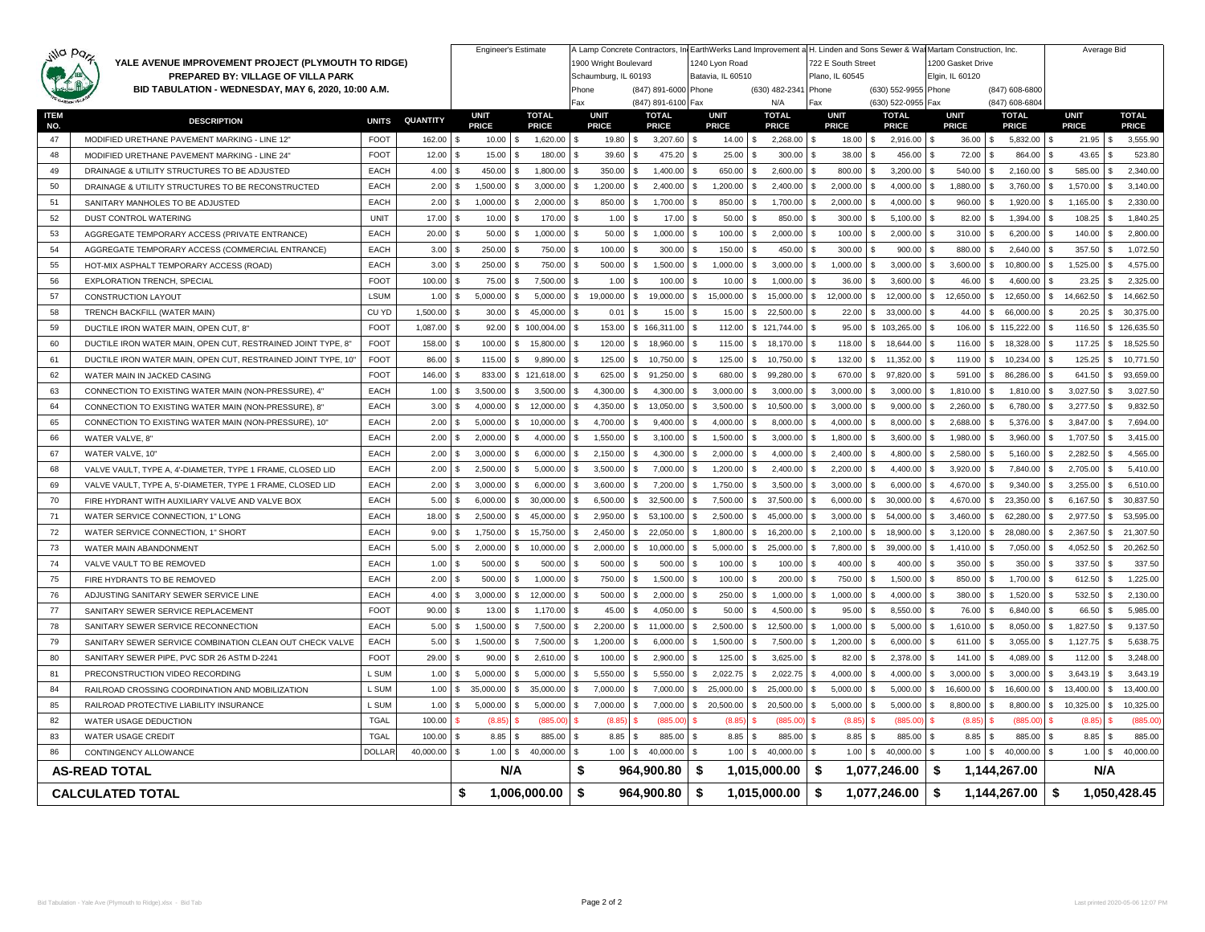# YALE AVENUE IMPROVEMENT PROJECT (PLYMOUTH TO RIDGE)

**PREPARED BY: VILLAGE OF VILLA PARK**

**BID TABULATION - WEDNESDAY, MAY 6, 2020, 10:00 A.M.**

| | | | | Engineer's Estimate | | A Lamp Concrete Contractors, Inc. 1900 Wright Boulevard, Schaumburg, IL 60193, Phone (847) 891-6000, Fax (847) 891-6100 | | EarthWerks Land Improvement a 1240 Lyon Road, Batavia, IL 60510, Phone (630) 482-2341, Fax N/A | | H. Linden and Sons Sewer & Wa 722 E South Street, Plano, IL 60545, Phone (630) 552-9955, Fax (630) 522-0955 | | Martam Construction, Inc. 1200 Gasket Drive, Elgin, IL 60120, Phone (847) 608-6800, Fax (847) 608-6804 | | Average Bid | |
|---|---|---|---|---|---|---|---|---|---|---|---|---|---|---|---|
| ITEM NO. | DESCRIPTION | UNITS | QUANTITY | UNIT PRICE | TOTAL PRICE | UNIT PRICE | TOTAL PRICE | UNIT PRICE | TOTAL PRICE | UNIT PRICE | TOTAL PRICE | UNIT PRICE | TOTAL PRICE | UNIT PRICE | TOTAL PRICE |
| 47 | MODIFIED URETHANE PAVEMENT MARKING - LINE 12" | FOOT | 162.00 | $ 10.00 | $ 1,620.00 | $ 19.80 | $ 3,207.60 | $ 14.00 | $ 2,268.00 | $ 18.00 | $ 2,916.00 | $ 36.00 | $ 5,832.00 | $ 21.95 | $ 3,555.90 |
| 48 | MODIFIED URETHANE PAVEMENT MARKING - LINE 24" | FOOT | 12.00 | $ 15.00 | $ 180.00 | $ 39.60 | $ 475.20 | $ 25.00 | $ 300.00 | $ 38.00 | $ 456.00 | $ 72.00 | $ 864.00 | $ 43.65 | $ 523.80 |
| 49 | DRAINAGE & UTILITY STRUCTURES TO BE ADJUSTED | EACH | 4.00 | $ 450.00 | $ 1,800.00 | $ 350.00 | $ 1,400.00 | $ 650.00 | $ 2,600.00 | $ 800.00 | $ 3,200.00 | $ 540.00 | $ 2,160.00 | $ 585.00 | $ 2,340.00 |
| 50 | DRAINAGE & UTILITY STRUCTURES TO BE RECONSTRUCTED | EACH | 2.00 | $ 1,500.00 | $ 3,000.00 | $ 1,200.00 | $ 2,400.00 | $ 1,200.00 | $ 2,400.00 | $ 2,000.00 | $ 4,000.00 | $ 1,880.00 | $ 3,760.00 | $ 1,570.00 | $ 3,140.00 |
| 51 | SANITARY MANHOLES TO BE ADJUSTED | EACH | 2.00 | $ 1,000.00 | $ 2,000.00 | $ 850.00 | $ 1,700.00 | $ 850.00 | $ 1,700.00 | $ 2,000.00 | $ 4,000.00 | $ 960.00 | $ 1,920.00 | $ 1,165.00 | $ 2,330.00 |
| 52 | DUST CONTROL WATERING | UNIT | 17.00 | $ 10.00 | $ 170.00 | $ 1.00 | $ 17.00 | $ 50.00 | $ 850.00 | $ 300.00 | $ 5,100.00 | $ 82.00 | $ 1,394.00 | $ 108.25 | $ 1,840.25 |
| 53 | AGGREGATE TEMPORARY ACCESS (PRIVATE ENTRANCE) | EACH | 20.00 | $ 50.00 | $ 1,000.00 | $ 50.00 | $ 1,000.00 | $ 100.00 | $ 2,000.00 | $ 100.00 | $ 2,000.00 | $ 310.00 | $ 6,200.00 | $ 140.00 | $ 2,800.00 |
| 54 | AGGREGATE TEMPORARY ACCESS (COMMERCIAL ENTRANCE) | EACH | 3.00 | $ 250.00 | $ 750.00 | $ 100.00 | $ 300.00 | $ 150.00 | $ 450.00 | $ 300.00 | $ 900.00 | $ 880.00 | $ 2,640.00 | $ 357.50 | $ 1,072.50 |
| 55 | HOT-MIX ASPHALT TEMPORARY ACCESS (ROAD) | EACH | 3.00 | $ 250.00 | $ 750.00 | $ 500.00 | $ 1,500.00 | $ 1,000.00 | $ 3,000.00 | $ 1,000.00 | $ 3,000.00 | $ 3,600.00 | $ 10,800.00 | $ 1,525.00 | $ 4,575.00 |
| 56 | EXPLORATION TRENCH, SPECIAL | FOOT | 100.00 | $ 75.00 | $ 7,500.00 | $ 1.00 | $ 100.00 | $ 10.00 | $ 1,000.00 | $ 36.00 | $ 3,600.00 | $ 46.00 | $ 4,600.00 | $ 23.25 | $ 2,325.00 |
| 57 | CONSTRUCTION LAYOUT | LSUM | 1.00 | $ 5,000.00 | $ 5,000.00 | $ 19,000.00 | $ 19,000.00 | $ 15,000.00 | $ 15,000.00 | $ 12,000.00 | $ 12,000.00 | $ 12,650.00 | $ 12,650.00 | $ 14,662.50 | $ 14,662.50 |
| 58 | TRENCH BACKFILL (WATER MAIN) | CU YD | 1,500.00 | $ 30.00 | $ 45,000.00 | $ 0.01 | $ 15.00 | $ 15.00 | $ 22,500.00 | $ 22.00 | $ 33,000.00 | $ 44.00 | $ 66,000.00 | $ 20.25 | $ 30,375.00 |
| 59 | DUCTILE IRON WATER MAIN, OPEN CUT, 8" | FOOT | 1,087.00 | $ 92.00 | $ 100,004.00 | $ 153.00 | $ 166,311.00 | $ 112.00 | $ 121,744.00 | $ 95.00 | $ 103,265.00 | $ 106.00 | $ 115,222.00 | $ 116.50 | $ 126,635.50 |
| 60 | DUCTILE IRON WATER MAIN, OPEN CUT, RESTRAINED JOINT TYPE, 8" | FOOT | 158.00 | $ 100.00 | $ 15,800.00 | $ 120.00 | $ 18,960.00 | $ 115.00 | $ 18,170.00 | $ 118.00 | $ 18,644.00 | $ 116.00 | $ 18,328.00 | $ 117.25 | $ 18,525.50 |
| 61 | DUCTILE IRON WATER MAIN, OPEN CUT, RESTRAINED JOINT TYPE, 10" | FOOT | 86.00 | $ 115.00 | $ 9,890.00 | $ 125.00 | $ 10,750.00 | $ 125.00 | $ 10,750.00 | $ 132.00 | $ 11,352.00 | $ 119.00 | $ 10,234.00 | $ 125.25 | $ 10,771.50 |
| 62 | WATER MAIN IN JACKED CASING | FOOT | 146.00 | $ 833.00 | $ 121,618.00 | $ 625.00 | $ 91,250.00 | $ 680.00 | $ 99,280.00 | $ 670.00 | $ 97,820.00 | $ 591.00 | $ 86,286.00 | $ 641.50 | $ 93,659.00 |
| 63 | CONNECTION TO EXISTING WATER MAIN (NON-PRESSURE), 4" | EACH | 1.00 | $ 3,500.00 | $ 3,500.00 | $ 4,300.00 | $ 4,300.00 | $ 3,000.00 | $ 3,000.00 | $ 3,000.00 | $ 3,000.00 | $ 1,810.00 | $ 1,810.00 | $ 3,027.50 | $ 3,027.50 |
| 64 | CONNECTION TO EXISTING WATER MAIN (NON-PRESSURE), 8" | EACH | 3.00 | $ 4,000.00 | $ 12,000.00 | $ 4,350.00 | $ 13,050.00 | $ 3,500.00 | $ 10,500.00 | $ 3,000.00 | $ 9,000.00 | $ 2,260.00 | $ 6,780.00 | $ 3,277.50 | $ 9,832.50 |
| 65 | CONNECTION TO EXISTING WATER MAIN (NON-PRESSURE), 10" | EACH | 2.00 | $ 5,000.00 | $ 10,000.00 | $ 4,700.00 | $ 9,400.00 | $ 4,000.00 | $ 8,000.00 | $ 4,000.00 | $ 8,000.00 | $ 2,688.00 | $ 5,376.00 | $ 3,847.00 | $ 7,694.00 |
| 66 | WATER VALVE, 8" | EACH | 2.00 | $ 2,000.00 | $ 4,000.00 | $ 1,550.00 | $ 3,100.00 | $ 1,500.00 | $ 3,000.00 | $ 1,800.00 | $ 3,600.00 | $ 1,980.00 | $ 3,960.00 | $ 1,707.50 | $ 3,415.00 |
| 67 | WATER VALVE, 10" | EACH | 2.00 | $ 3,000.00 | $ 6,000.00 | $ 2,150.00 | $ 4,300.00 | $ 2,000.00 | $ 4,000.00 | $ 2,400.00 | $ 4,800.00 | $ 2,580.00 | $ 5,160.00 | $ 2,282.50 | $ 4,565.00 |
| 68 | VALVE VAULT, TYPE A, 4'-DIAMETER, TYPE 1 FRAME, CLOSED LID | EACH | 2.00 | $ 2,500.00 | $ 5,000.00 | $ 3,500.00 | $ 7,000.00 | $ 1,200.00 | $ 2,400.00 | $ 2,200.00 | $ 4,400.00 | $ 3,920.00 | $ 7,840.00 | $ 2,705.00 | $ 5,410.00 |
| 69 | VALVE VAULT, TYPE A, 5'-DIAMETER, TYPE 1 FRAME, CLOSED LID | EACH | 2.00 | $ 3,000.00 | $ 6,000.00 | $ 3,600.00 | $ 7,200.00 | $ 1,750.00 | $ 3,500.00 | $ 3,000.00 | $ 6,000.00 | $ 4,670.00 | $ 9,340.00 | $ 3,255.00 | $ 6,510.00 |
| 70 | FIRE HYDRANT WITH AUXILIARY VALVE AND VALVE BOX | EACH | 5.00 | $ 6,000.00 | $ 30,000.00 | $ 6,500.00 | $ 32,500.00 | $ 7,500.00 | $ 37,500.00 | $ 6,000.00 | $ 30,000.00 | $ 4,670.00 | $ 23,350.00 | $ 6,167.50 | $ 30,837.50 |
| 71 | WATER SERVICE CONNECTION, 1" LONG | EACH | 18.00 | $ 2,500.00 | $ 45,000.00 | $ 2,950.00 | $ 53,100.00 | $ 2,500.00 | $ 45,000.00 | $ 3,000.00 | $ 54,000.00 | $ 3,460.00 | $ 62,280.00 | $ 2,977.50 | $ 53,595.00 |
| 72 | WATER SERVICE CONNECTION, 1" SHORT | EACH | 9.00 | $ 1,750.00 | $ 15,750.00 | $ 2,450.00 | $ 22,050.00 | $ 1,800.00 | $ 16,200.00 | $ 2,100.00 | $ 18,900.00 | $ 3,120.00 | $ 28,080.00 | $ 2,367.50 | $ 21,307.50 |
| 73 | WATER MAIN ABANDONMENT | EACH | 5.00 | $ 2,000.00 | $ 10,000.00 | $ 2,000.00 | $ 10,000.00 | $ 5,000.00 | $ 25,000.00 | $ 7,800.00 | $ 39,000.00 | $ 1,410.00 | $ 7,050.00 | $ 4,052.50 | $ 20,262.50 |
| 74 | VALVE VAULT TO BE REMOVED | EACH | 1.00 | $ 500.00 | $ 500.00 | $ 500.00 | $ 500.00 | $ 100.00 | $ 100.00 | $ 400.00 | $ 400.00 | $ 350.00 | $ 350.00 | $ 337.50 | $ 337.50 |
| 75 | FIRE HYDRANTS TO BE REMOVED | EACH | 2.00 | $ 500.00 | $ 1,000.00 | $ 750.00 | $ 1,500.00 | $ 100.00 | $ 200.00 | $ 750.00 | $ 1,500.00 | $ 850.00 | $ 1,700.00 | $ 612.50 | $ 1,225.00 |
| 76 | ADJUSTING SANITARY SEWER SERVICE LINE | EACH | 4.00 | $ 3,000.00 | $ 12,000.00 | $ 500.00 | $ 2,000.00 | $ 250.00 | $ 1,000.00 | $ 1,000.00 | $ 4,000.00 | $ 380.00 | $ 1,520.00 | $ 532.50 | $ 2,130.00 |
| 77 | SANITARY SEWER SERVICE REPLACEMENT | FOOT | 90.00 | $ 13.00 | $ 1,170.00 | $ 45.00 | $ 4,050.00 | $ 50.00 | $ 4,500.00 | $ 95.00 | $ 8,550.00 | $ 76.00 | $ 6,840.00 | $ 66.50 | $ 5,985.00 |
| 78 | SANITARY SEWER SERVICE RECONNECTION | EACH | 5.00 | $ 1,500.00 | $ 7,500.00 | $ 2,200.00 | $ 11,000.00 | $ 2,500.00 | $ 12,500.00 | $ 1,000.00 | $ 5,000.00 | $ 1,610.00 | $ 8,050.00 | $ 1,827.50 | $ 9,137.50 |
| 79 | SANITARY SEWER SERVICE COMBINATION CLEAN OUT CHECK VALVE | EACH | 5.00 | $ 1,500.00 | $ 7,500.00 | $ 1,200.00 | $ 6,000.00 | $ 1,500.00 | $ 7,500.00 | $ 1,200.00 | $ 6,000.00 | $ 611.00 | $ 3,055.00 | $ 1,127.75 | $ 5,638.75 |
| 80 | SANITARY SEWER PIPE, PVC SDR 26 ASTM D-2241 | FOOT | 29.00 | $ 90.00 | $ 2,610.00 | $ 100.00 | $ 2,900.00 | $ 125.00 | $ 3,625.00 | $ 82.00 | $ 2,378.00 | $ 141.00 | $ 4,089.00 | $ 112.00 | $ 3,248.00 |
| 81 | PRECONSTRUCTION VIDEO RECORDING | L SUM | 1.00 | $ 5,000.00 | $ 5,000.00 | $ 5,550.00 | $ 5,550.00 | $ 2,022.75 | $ 2,022.75 | $ 4,000.00 | $ 4,000.00 | $ 3,000.00 | $ 3,000.00 | $ 3,643.19 | $ 3,643.19 |
| 84 | RAILROAD CROSSING COORDINATION AND MOBILIZATION | L SUM | 1.00 | $ 35,000.00 | $ 35,000.00 | $ 7,000.00 | $ 7,000.00 | $ 25,000.00 | $ 25,000.00 | $ 5,000.00 | $ 5,000.00 | $ 16,600.00 | $ 16,600.00 | $ 13,400.00 | $ 13,400.00 |
| 85 | RAILROAD PROTECTIVE LIABILITY INSURANCE | L SUM | 1.00 | $ 5,000.00 | $ 5,000.00 | $ 7,000.00 | $ 7,000.00 | $ 20,500.00 | $ 20,500.00 | $ 5,000.00 | $ 5,000.00 | $ 8,800.00 | $ 8,800.00 | $ 10,325.00 | $ 10,325.00 |
| 82 | WATER USAGE DEDUCTION | TGAL | 100.00 | $ (8.85) | $ (885.00) | $ (8.85) | $ (885.00) | $ (8.85) | $ (885.00) | $ (8.85) | $ (885.00) | $ (8.85) | $ (885.00) | $ (8.85) | $ (885.00) |
| 83 | WATER USAGE CREDIT | TGAL | 100.00 | $ 8.85 | $ 885.00 | $ 8.85 | $ 885.00 | $ 8.85 | $ 885.00 | $ 8.85 | $ 885.00 | $ 8.85 | $ 885.00 | $ 8.85 | $ 885.00 |
| 86 | CONTINGENCY ALLOWANCE | DOLLAR | 40,000.00 | $ 1.00 | $ 40,000.00 | $ 1.00 | $ 40,000.00 | $ 1.00 | $ 40,000.00 | $ 1.00 | $ 40,000.00 | $ 1.00 | $ 40,000.00 | $ 1.00 | $ 40,000.00 |
| **AS-READ TOTAL** | | | | **N/A** | | **$ 964,900.80** | | **$ 1,015,000.00** | | **$ 1,077,246.00** | | **$ 1,144,267.00** | | **N/A** | |
| **CALCULATED TOTAL** | | | | **$ 1,006,000.00** | | **$ 964,900.80** | | **$ 1,015,000.00** | | **$ 1,077,246.00** | | **$ 1,144,267.00** | | **$ 1,050,428.45** | |

Bid Tabulation - Yale Ave (Plymouth to Ridge).xlsx - Bid Tab

Last printed 2020-05-06 12:07 PM